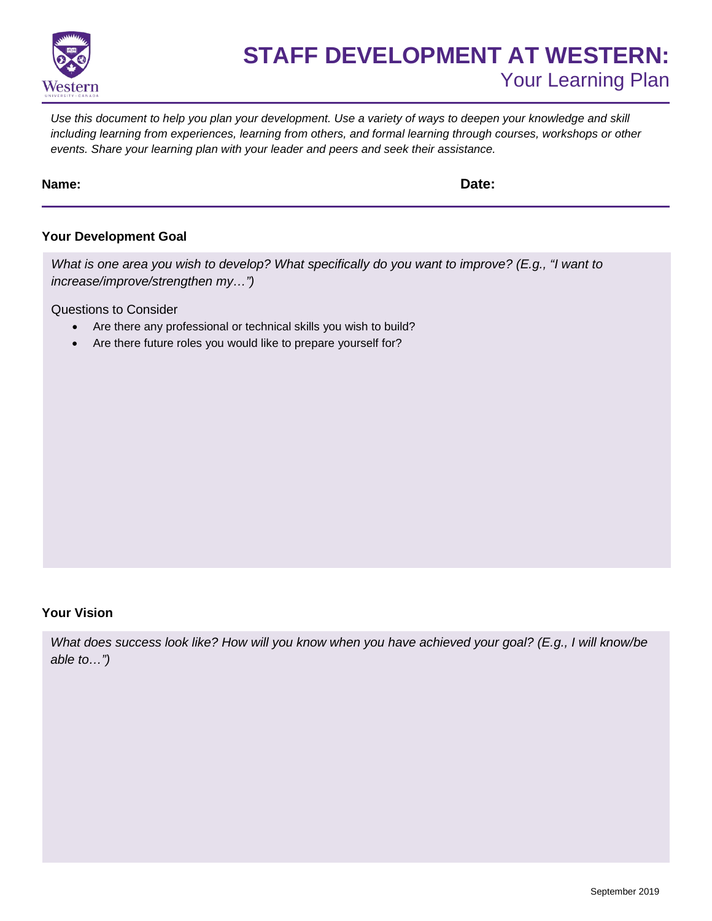# STAFF DEVELOPMENT AT WESTERN:

## Your Learning Plan

*Use this document to help you plan your development. Use a variety of ways to deepen your knowledge and skill including learning from experiences, learning from others, and formal learning through courses, workshops or other events. Share your learning plan with your leader and peers and seek their assistance.*

**Name:** **Date:**

---

### Your Development Goal

*What is one area you wish to develop? What specifically do you want to improve? (E.g., "I want to increase/improve/strengthen my…")*

Questions to Consider

- Are there any professional or technical skills you wish to build?
- Are there future roles you would like to prepare yourself for?

### Your Vision

*What does success look like? How will you know when you have achieved your goal? (E.g., I will know/be able to…")*

September 2019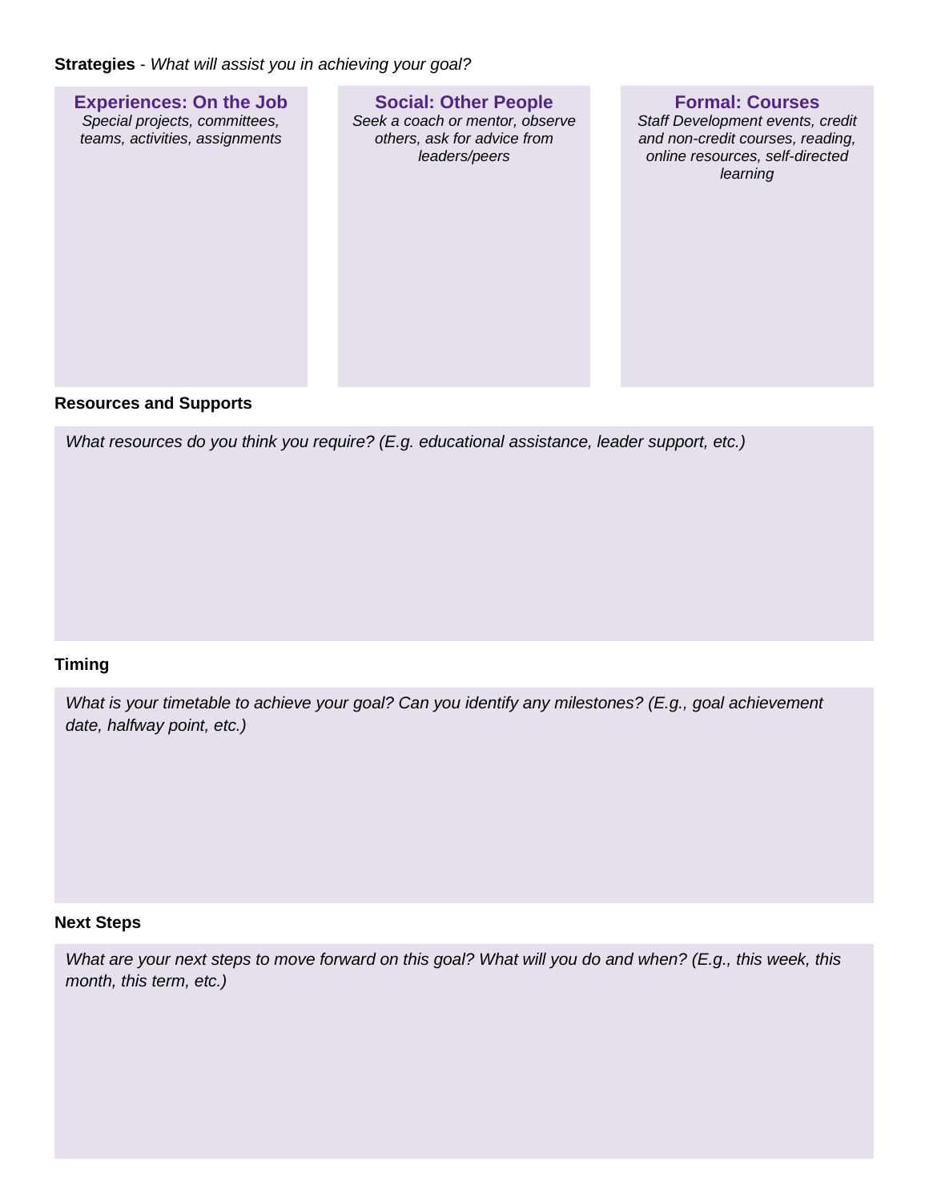**Strategies** - *What will assist you in achieving your goal?*

| **Experiences: On the Job** | **Social: Other People** | **Formal: Courses** |
|---|---|---|
| *Special projects, committees, teams, activities, assignments* | *Seek a coach or mentor, observe others, ask for advice from leaders/peers* | *Staff Development events, credit and non-credit courses, reading, online resources, self-directed learning* |

**Resources and Supports**

*What resources do you think you require? (E.g. educational assistance, leader support, etc.)*

**Timing**

*What is your timetable to achieve your goal? Can you identify any milestones? (E.g., goal achievement date, halfway point, etc.)*

**Next Steps**

*What are your next steps to move forward on this goal? What will you do and when? (E.g., this week, this month, this term, etc.)*